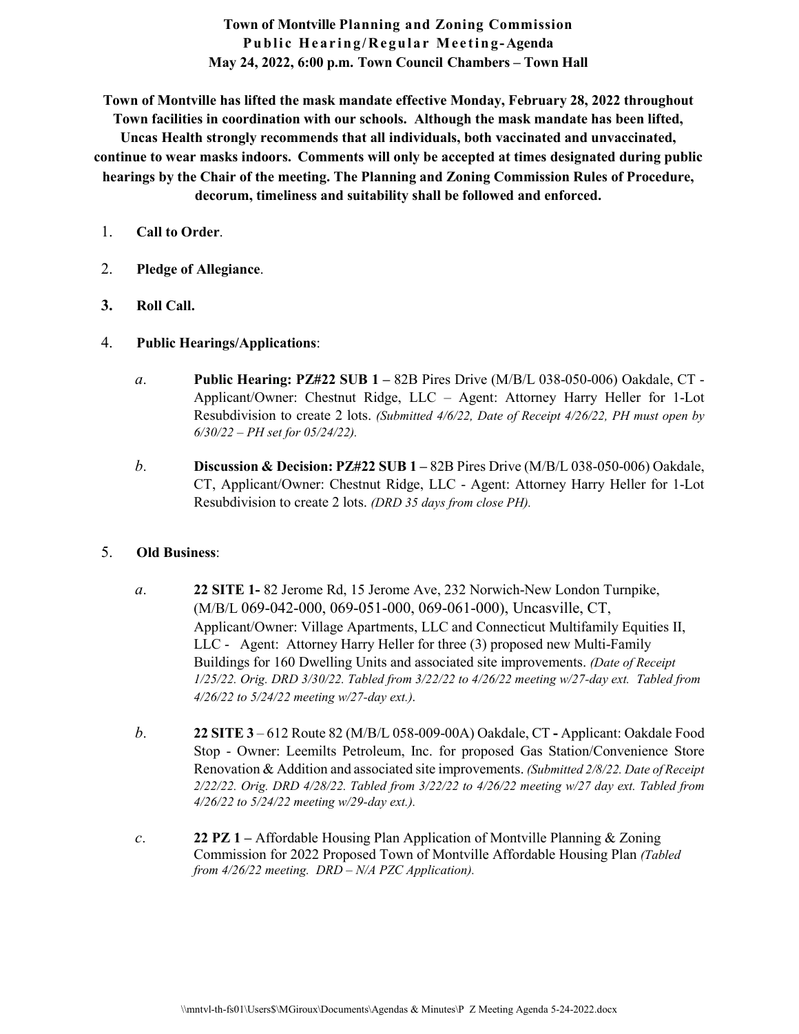# Town of Montville Planning and Zoning Commission
## Public Hearing/Regular Meeting-Agenda
### May 24, 2022, 6:00 p.m. Town Council Chambers – Town Hall

**Town of Montville has lifted the mask mandate effective Monday, February 28, 2022 throughout Town facilities in coordination with our schools. Although the mask mandate has been lifted, Uncas Health strongly recommends that all individuals, both vaccinated and unvaccinated, continue to wear masks indoors. Comments will only be accepted at times designated during public hearings by the Chair of the meeting. The Planning and Zoning Commission Rules of Procedure, decorum, timeliness and suitability shall be followed and enforced.**

1. **Call to Order**.

2. **Pledge of Allegiance**.

3. **Roll Call.**

4. **Public Hearings/Applications**:

   *a*. **Public Hearing: PZ#22 SUB 1 –** 82B Pires Drive (M/B/L 038-050-006) Oakdale, CT - Applicant/Owner: Chestnut Ridge, LLC – Agent: Attorney Harry Heller for 1-Lot Resubdivision to create 2 lots. *(Submitted 4/6/22, Date of Receipt 4/26/22, PH must open by 6/30/22 – PH set for 05/24/22).*

   *b*. **Discussion & Decision: PZ#22 SUB 1 –** 82B Pires Drive (M/B/L 038-050-006) Oakdale, CT, Applicant/Owner: Chestnut Ridge, LLC - Agent: Attorney Harry Heller for 1-Lot Resubdivision to create 2 lots. *(DRD 35 days from close PH).*

5. **Old Business**:

   *a*. **22 SITE 1-** 82 Jerome Rd, 15 Jerome Ave, 232 Norwich-New London Turnpike, (M/B/L 069-042-000, 069-051-000, 069-061-000), Uncasville, CT, Applicant/Owner: Village Apartments, LLC and Connecticut Multifamily Equities II, LLC - Agent: Attorney Harry Heller for three (3) proposed new Multi-Family Buildings for 160 Dwelling Units and associated site improvements. *(Date of Receipt 1/25/22. Orig. DRD 3/30/22. Tabled from 3/22/22 to 4/26/22 meeting w/27-day ext. Tabled from 4/26/22 to 5/24/22 meeting w/27-day ext.).*

   *b*. **22 SITE 3** – 612 Route 82 (M/B/L 058-009-00A) Oakdale, CT **-** Applicant: Oakdale Food Stop - Owner: Leemilts Petroleum, Inc. for proposed Gas Station/Convenience Store Renovation & Addition and associated site improvements. *(Submitted 2/8/22. Date of Receipt 2/22/22. Orig. DRD 4/28/22. Tabled from 3/22/22 to 4/26/22 meeting w/27 day ext. Tabled from 4/26/22 to 5/24/22 meeting w/29-day ext.).*

   *c*. **22 PZ 1 –** Affordable Housing Plan Application of Montville Planning & Zoning Commission for 2022 Proposed Town of Montville Affordable Housing Plan *(Tabled from 4/26/22 meeting. DRD – N/A PZC Application).*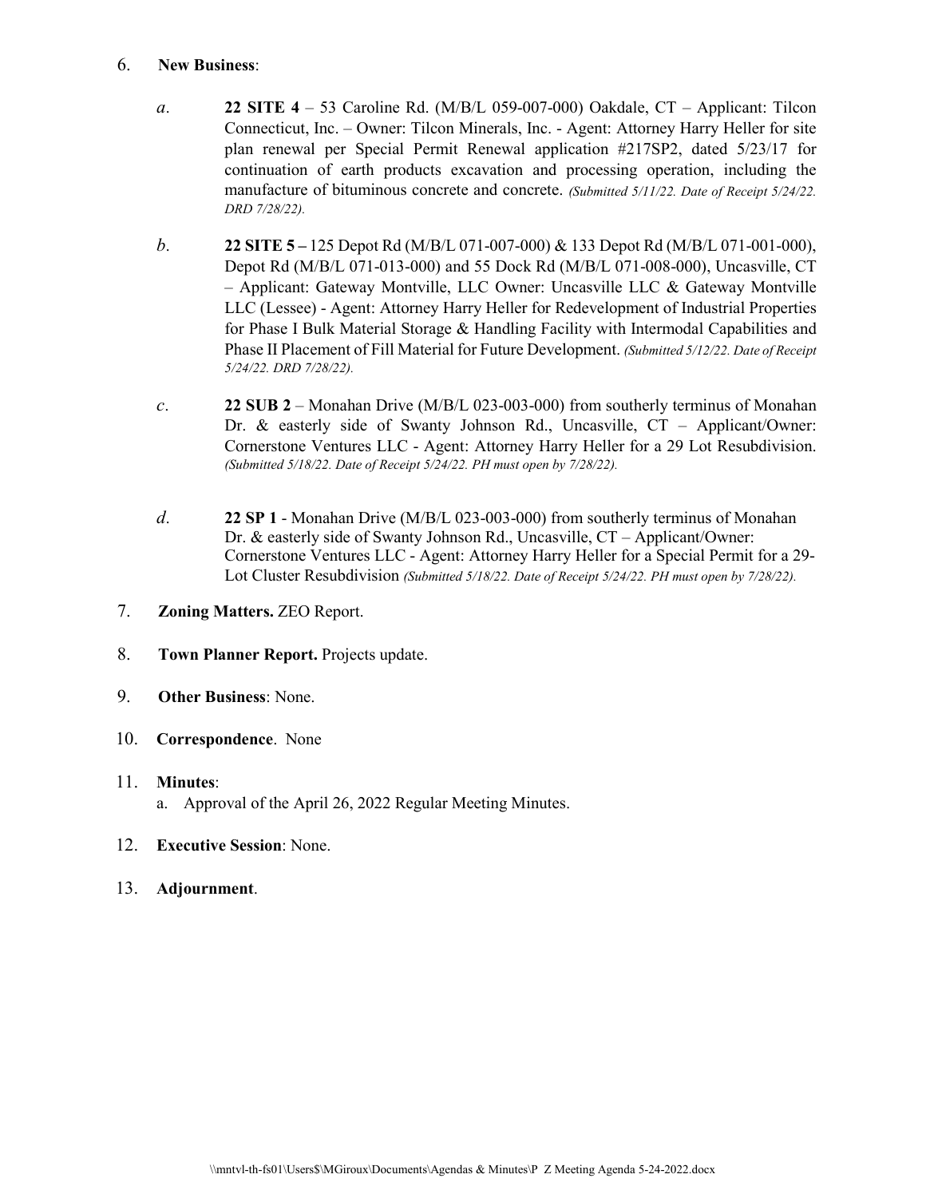6. **New Business**:

   *a*. **22 SITE 4** – 53 Caroline Rd. (M/B/L 059-007-000) Oakdale, CT – Applicant: Tilcon Connecticut, Inc. – Owner: Tilcon Minerals, Inc. - Agent: Attorney Harry Heller for site plan renewal per Special Permit Renewal application #217SP2, dated 5/23/17 for continuation of earth products excavation and processing operation, including the manufacture of bituminous concrete and concrete. *(Submitted 5/11/22. Date of Receipt 5/24/22. DRD 7/28/22).*

   *b*. **22 SITE 5 –** 125 Depot Rd (M/B/L 071-007-000) & 133 Depot Rd (M/B/L 071-001-000), Depot Rd (M/B/L 071-013-000) and 55 Dock Rd (M/B/L 071-008-000), Uncasville, CT – Applicant: Gateway Montville, LLC Owner: Uncasville LLC & Gateway Montville LLC (Lessee) - Agent: Attorney Harry Heller for Redevelopment of Industrial Properties for Phase I Bulk Material Storage & Handling Facility with Intermodal Capabilities and Phase II Placement of Fill Material for Future Development. *(Submitted 5/12/22. Date of Receipt 5/24/22. DRD 7/28/22).*

   *c*. **22 SUB 2** – Monahan Drive (M/B/L 023-003-000) from southerly terminus of Monahan Dr. & easterly side of Swanty Johnson Rd., Uncasville, CT – Applicant/Owner: Cornerstone Ventures LLC - Agent: Attorney Harry Heller for a 29 Lot Resubdivision. *(Submitted 5/18/22. Date of Receipt 5/24/22. PH must open by 7/28/22).*

   *d*. **22 SP 1** - Monahan Drive (M/B/L 023-003-000) from southerly terminus of Monahan Dr. & easterly side of Swanty Johnson Rd., Uncasville, CT – Applicant/Owner: Cornerstone Ventures LLC - Agent: Attorney Harry Heller for a Special Permit for a 29-Lot Cluster Resubdivision *(Submitted 5/18/22. Date of Receipt 5/24/22. PH must open by 7/28/22).*

7. **Zoning Matters.** ZEO Report.

8. **Town Planner Report.** Projects update.

9. **Other Business**: None.

10. **Correspondence**. None

11. **Minutes**:
    a. Approval of the April 26, 2022 Regular Meeting Minutes.

12. **Executive Session**: None.

13. **Adjournment**.